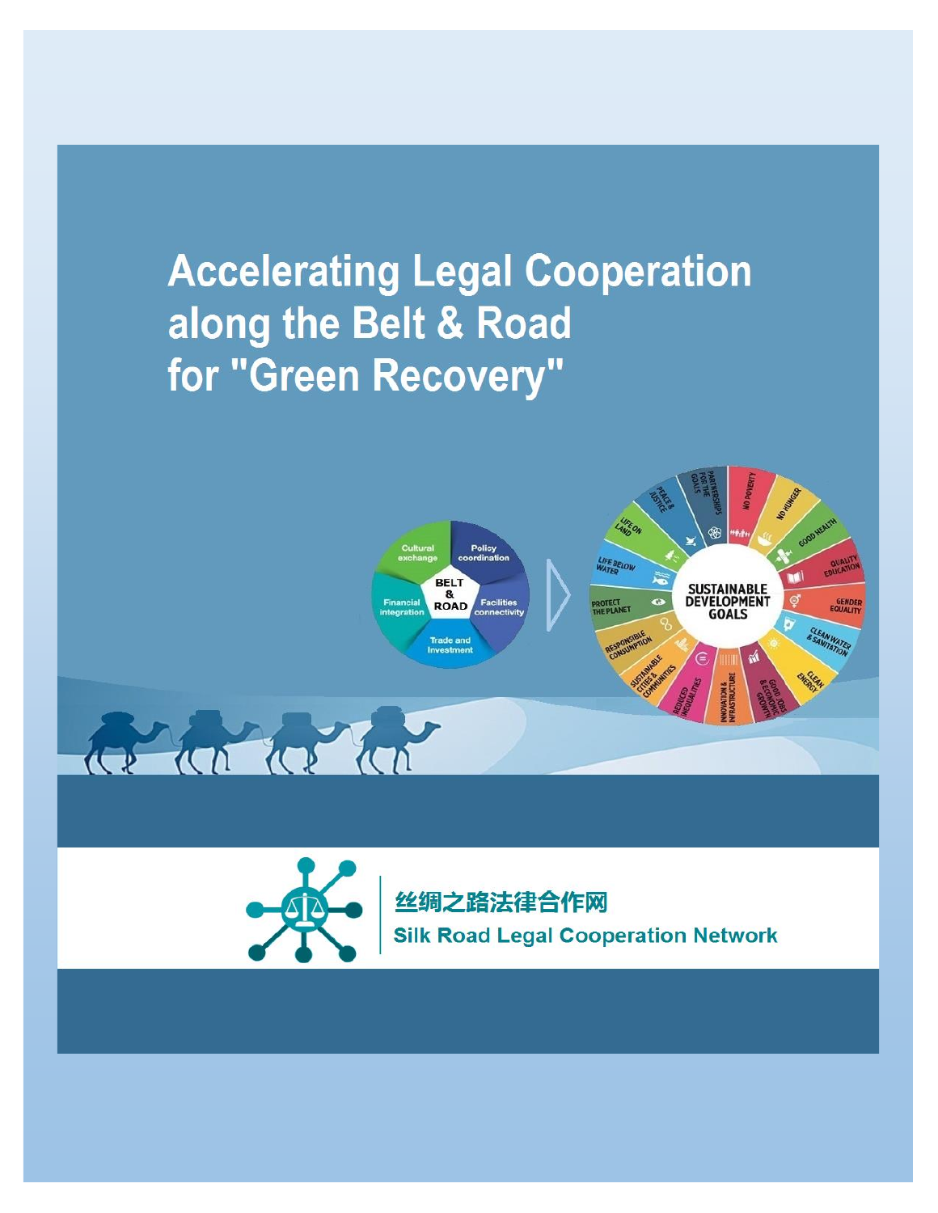# Accelerating Legal Cooperation along the Belt & Road for "Green Recovery"

丝绸之路法律合作网

Silk Road Legal Cooperation Network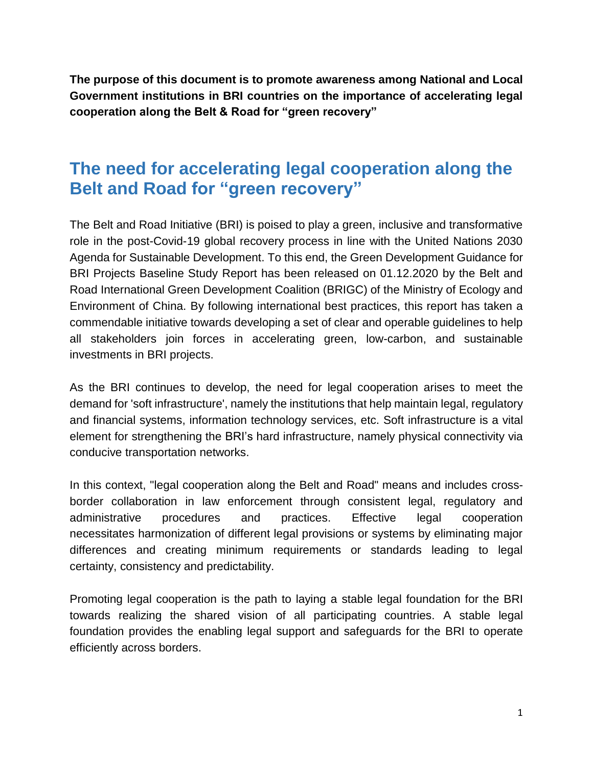**The purpose of this document is to promote awareness among National and Local Government institutions in BRI countries on the importance of accelerating legal cooperation along the Belt & Road for "green recovery"**

## The need for accelerating legal cooperation along the Belt and Road for "green recovery"

The Belt and Road Initiative (BRI) is poised to play a green, inclusive and transformative role in the post-Covid-19 global recovery process in line with the United Nations 2030 Agenda for Sustainable Development. To this end, the Green Development Guidance for BRI Projects Baseline Study Report has been released on 01.12.2020 by the Belt and Road International Green Development Coalition (BRIGC) of the Ministry of Ecology and Environment of China. By following international best practices, this report has taken a commendable initiative towards developing a set of clear and operable guidelines to help all stakeholders join forces in accelerating green, low-carbon, and sustainable investments in BRI projects.

As the BRI continues to develop, the need for legal cooperation arises to meet the demand for 'soft infrastructure', namely the institutions that help maintain legal, regulatory and financial systems, information technology services, etc. Soft infrastructure is a vital element for strengthening the BRI's hard infrastructure, namely physical connectivity via conducive transportation networks.

In this context, "legal cooperation along the Belt and Road" means and includes cross-border collaboration in law enforcement through consistent legal, regulatory and administrative procedures and practices. Effective legal cooperation necessitates harmonization of different legal provisions or systems by eliminating major differences and creating minimum requirements or standards leading to legal certainty, consistency and predictability.

Promoting legal cooperation is the path to laying a stable legal foundation for the BRI towards realizing the shared vision of all participating countries. A stable legal foundation provides the enabling legal support and safeguards for the BRI to operate efficiently across borders.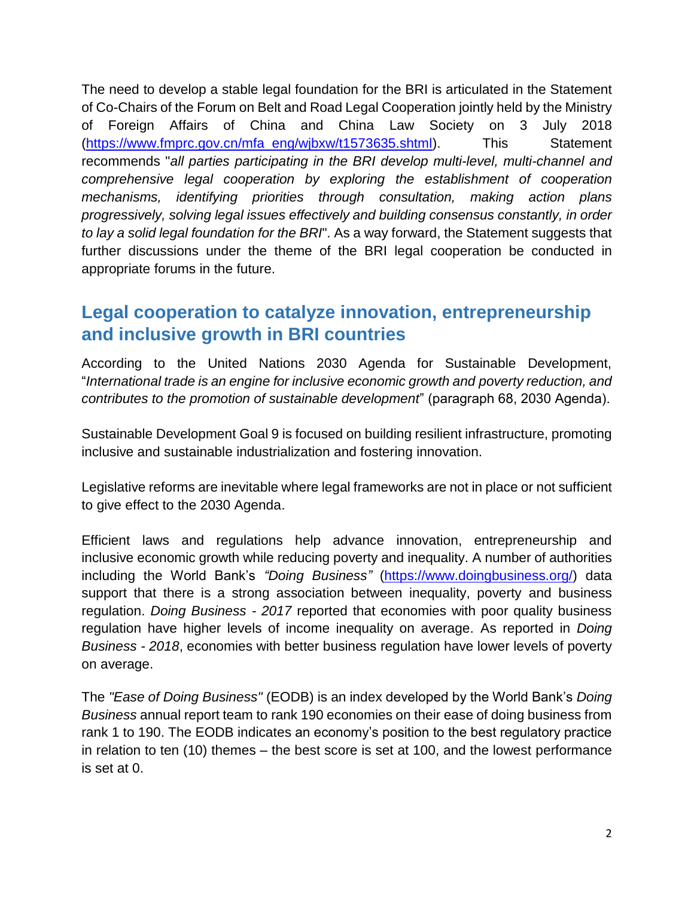The need to develop a stable legal foundation for the BRI is articulated in the Statement of Co-Chairs of the Forum on Belt and Road Legal Cooperation jointly held by the Ministry of Foreign Affairs of China and China Law Society on 3 July 2018 ([https://www.fmprc.gov.cn/mfa_eng/wjbxw/t1573635.shtml](https://www.fmprc.gov.cn/mfa_eng/wjbxw/t1573635.shtml)). This Statement recommends "*all parties participating in the BRI develop multi-level, multi-channel and comprehensive legal cooperation by exploring the establishment of cooperation mechanisms, identifying priorities through consultation, making action plans progressively, solving legal issues effectively and building consensus constantly, in order to lay a solid legal foundation for the BRI*". As a way forward, the Statement suggests that further discussions under the theme of the BRI legal cooperation be conducted in appropriate forums in the future.

## Legal cooperation to catalyze innovation, entrepreneurship and inclusive growth in BRI countries

According to the United Nations 2030 Agenda for Sustainable Development, "*International trade is an engine for inclusive economic growth and poverty reduction, and contributes to the promotion of sustainable development*" (paragraph 68, 2030 Agenda).

Sustainable Development Goal 9 is focused on building resilient infrastructure, promoting inclusive and sustainable industrialization and fostering innovation.

Legislative reforms are inevitable where legal frameworks are not in place or not sufficient to give effect to the 2030 Agenda.

Efficient laws and regulations help advance innovation, entrepreneurship and inclusive economic growth while reducing poverty and inequality. A number of authorities including the World Bank's *"Doing Business"* ([https://www.doingbusiness.org/](https://www.doingbusiness.org/)) data support that there is a strong association between inequality, poverty and business regulation. *Doing Business - 2017* reported that economies with poor quality business regulation have higher levels of income inequality on average. As reported in *Doing Business - 2018*, economies with better business regulation have lower levels of poverty on average.

The *"Ease of Doing Business"* (EODB) is an index developed by the World Bank's *Doing Business* annual report team to rank 190 economies on their ease of doing business from rank 1 to 190. The EODB indicates an economy's position to the best regulatory practice in relation to ten (10) themes – the best score is set at 100, and the lowest performance is set at 0.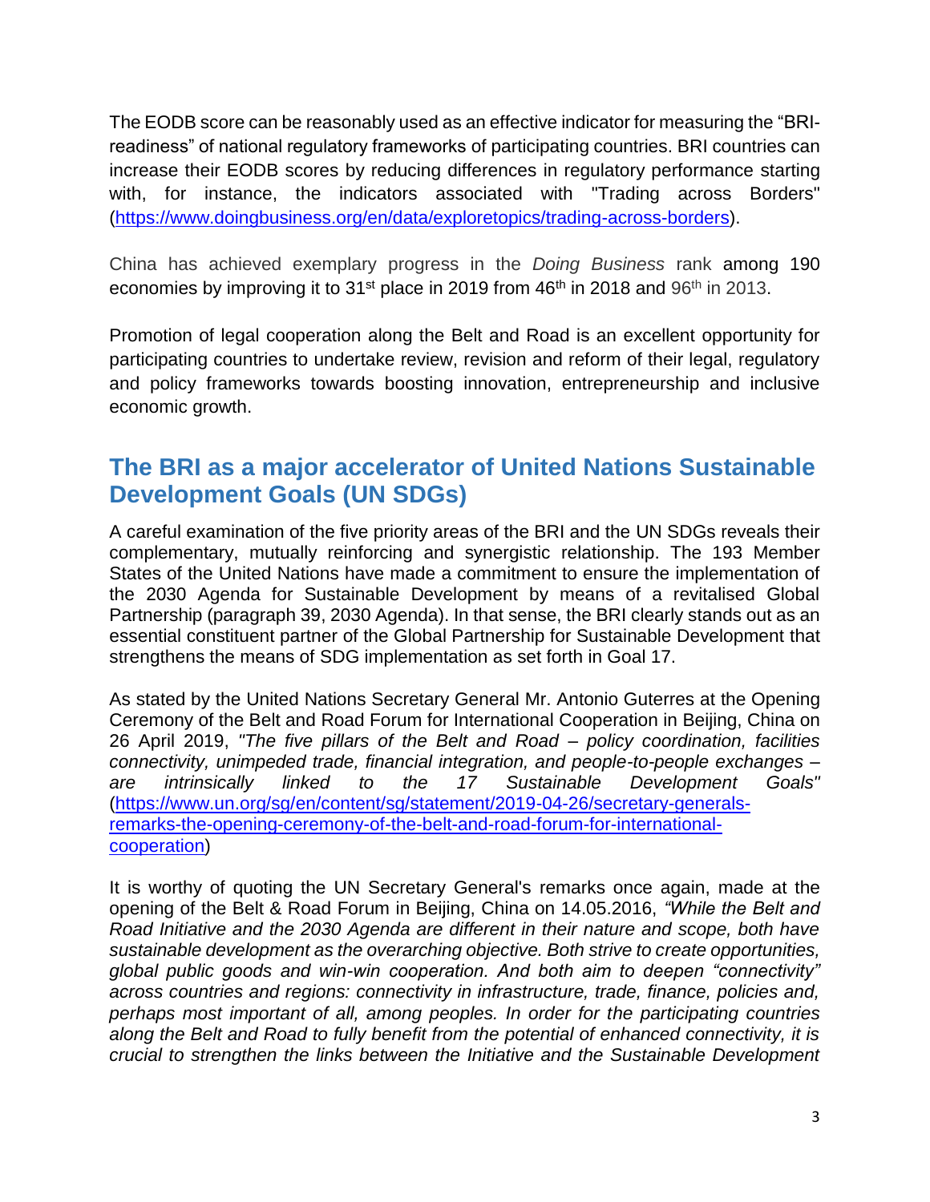The EODB score can be reasonably used as an effective indicator for measuring the "BRI-readiness" of national regulatory frameworks of participating countries. BRI countries can increase their EODB scores by reducing differences in regulatory performance starting with, for instance, the indicators associated with "Trading across Borders" (https://www.doingbusiness.org/en/data/exploretopics/trading-across-borders).

China has achieved exemplary progress in the *Doing Business* rank among 190 economies by improving it to 31st place in 2019 from 46th in 2018 and 96th in 2013.

Promotion of legal cooperation along the Belt and Road is an excellent opportunity for participating countries to undertake review, revision and reform of their legal, regulatory and policy frameworks towards boosting innovation, entrepreneurship and inclusive economic growth.

## The BRI as a major accelerator of United Nations Sustainable Development Goals (UN SDGs)

A careful examination of the five priority areas of the BRI and the UN SDGs reveals their complementary, mutually reinforcing and synergistic relationship. The 193 Member States of the United Nations have made a commitment to ensure the implementation of the 2030 Agenda for Sustainable Development by means of a revitalised Global Partnership (paragraph 39, 2030 Agenda). In that sense, the BRI clearly stands out as an essential constituent partner of the Global Partnership for Sustainable Development that strengthens the means of SDG implementation as set forth in Goal 17.

As stated by the United Nations Secretary General Mr. Antonio Guterres at the Opening Ceremony of the Belt and Road Forum for International Cooperation in Beijing, China on 26 April 2019, *"The five pillars of the Belt and Road – policy coordination, facilities connectivity, unimpeded trade, financial integration, and people-to-people exchanges – are intrinsically linked to the 17 Sustainable Development Goals"* (https://www.un.org/sg/en/content/sg/statement/2019-04-26/secretary-generals-remarks-the-opening-ceremony-of-the-belt-and-road-forum-for-international-cooperation)

It is worthy of quoting the UN Secretary General's remarks once again, made at the opening of the Belt & Road Forum in Beijing, China on 14.05.2016, *"While the Belt and Road Initiative and the 2030 Agenda are different in their nature and scope, both have sustainable development as the overarching objective. Both strive to create opportunities, global public goods and win-win cooperation. And both aim to deepen "connectivity" across countries and regions: connectivity in infrastructure, trade, finance, policies and, perhaps most important of all, among peoples. In order for the participating countries along the Belt and Road to fully benefit from the potential of enhanced connectivity, it is crucial to strengthen the links between the Initiative and the Sustainable Development*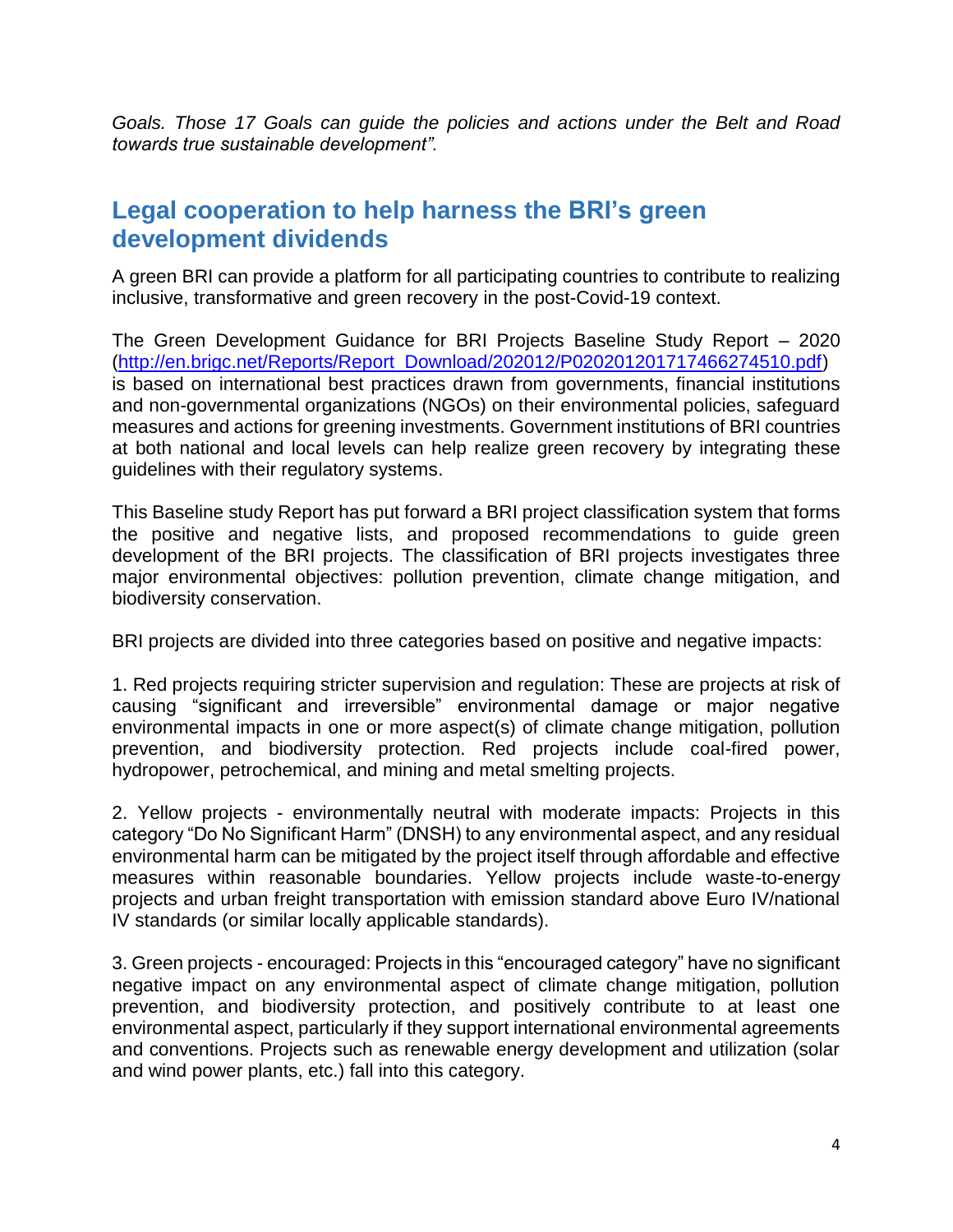*Goals. Those 17 Goals can guide the policies and actions under the Belt and Road towards true sustainable development".*

## Legal cooperation to help harness the BRI's green development dividends

A green BRI can provide a platform for all participating countries to contribute to realizing inclusive, transformative and green recovery in the post-Covid-19 context.

The Green Development Guidance for BRI Projects Baseline Study Report – 2020 ([http://en.brigc.net/Reports/Report_Download/202012/P020201201717466274510.pdf](http://en.brigc.net/Reports/Report_Download/202012/P020201201717466274510.pdf)) is based on international best practices drawn from governments, financial institutions and non-governmental organizations (NGOs) on their environmental policies, safeguard measures and actions for greening investments. Government institutions of BRI countries at both national and local levels can help realize green recovery by integrating these guidelines with their regulatory systems.

This Baseline study Report has put forward a BRI project classification system that forms the positive and negative lists, and proposed recommendations to guide green development of the BRI projects. The classification of BRI projects investigates three major environmental objectives: pollution prevention, climate change mitigation, and biodiversity conservation.

BRI projects are divided into three categories based on positive and negative impacts:

1. Red projects requiring stricter supervision and regulation: These are projects at risk of causing "significant and irreversible" environmental damage or major negative environmental impacts in one or more aspect(s) of climate change mitigation, pollution prevention, and biodiversity protection. Red projects include coal-fired power, hydropower, petrochemical, and mining and metal smelting projects.

2. Yellow projects - environmentally neutral with moderate impacts: Projects in this category "Do No Significant Harm" (DNSH) to any environmental aspect, and any residual environmental harm can be mitigated by the project itself through affordable and effective measures within reasonable boundaries. Yellow projects include waste-to-energy projects and urban freight transportation with emission standard above Euro IV/national IV standards (or similar locally applicable standards).

3. Green projects - encouraged: Projects in this "encouraged category" have no significant negative impact on any environmental aspect of climate change mitigation, pollution prevention, and biodiversity protection, and positively contribute to at least one environmental aspect, particularly if they support international environmental agreements and conventions. Projects such as renewable energy development and utilization (solar and wind power plants, etc.) fall into this category.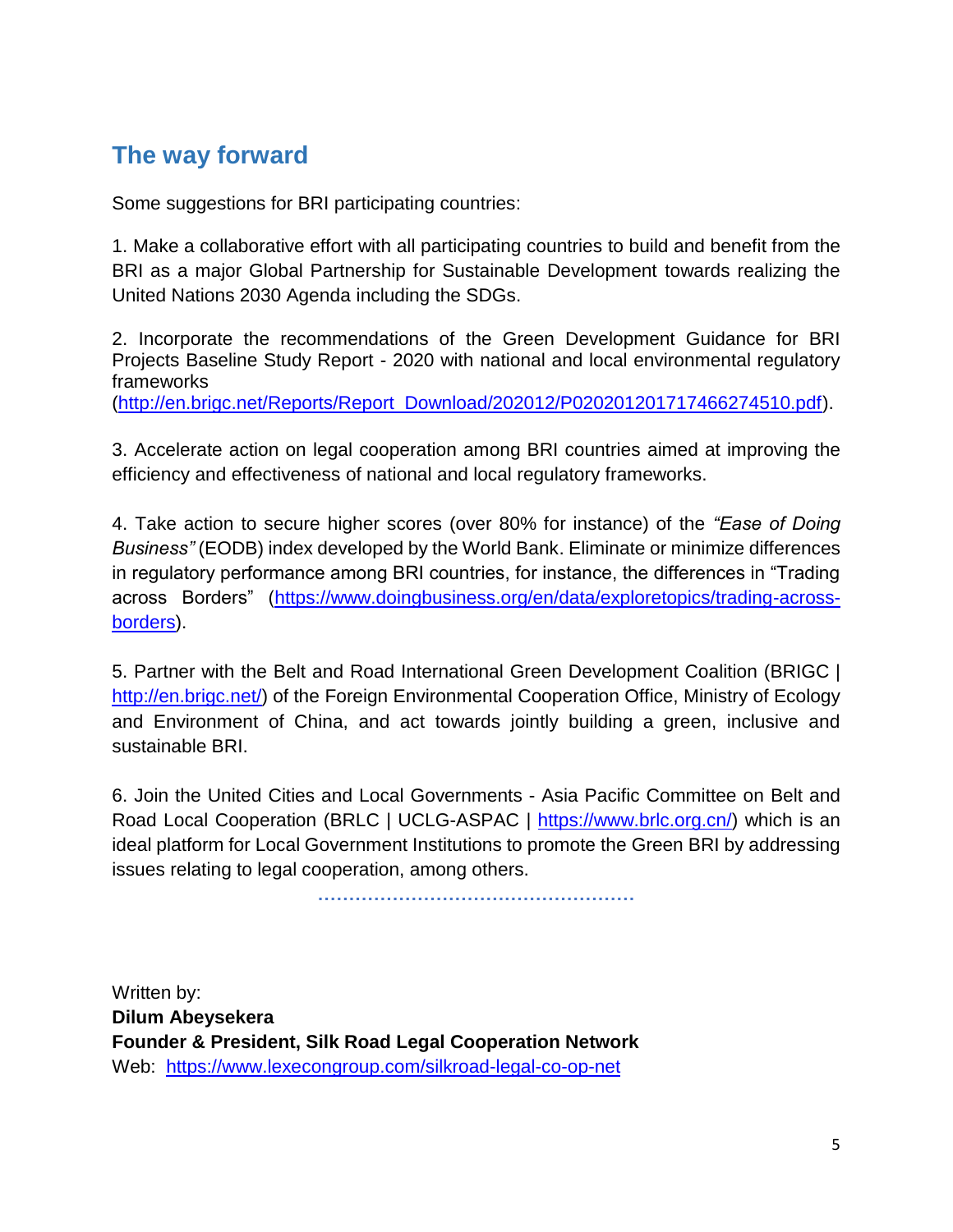## The way forward

Some suggestions for BRI participating countries:

1. Make a collaborative effort with all participating countries to build and benefit from the BRI as a major Global Partnership for Sustainable Development towards realizing the United Nations 2030 Agenda including the SDGs.

2. Incorporate the recommendations of the Green Development Guidance for BRI Projects Baseline Study Report - 2020 with national and local environmental regulatory frameworks (http://en.brigc.net/Reports/Report_Download/202012/P020201201717466274510.pdf).

3. Accelerate action on legal cooperation among BRI countries aimed at improving the efficiency and effectiveness of national and local regulatory frameworks.

4. Take action to secure higher scores (over 80% for instance) of the *"Ease of Doing Business"* (EODB) index developed by the World Bank. Eliminate or minimize differences in regulatory performance among BRI countries, for instance, the differences in "Trading across Borders" (https://www.doingbusiness.org/en/data/exploretopics/trading-across-borders).

5. Partner with the Belt and Road International Green Development Coalition (BRIGC | http://en.brigc.net/) of the Foreign Environmental Cooperation Office, Ministry of Ecology and Environment of China, and act towards jointly building a green, inclusive and sustainable BRI.

6. Join the United Cities and Local Governments - Asia Pacific Committee on Belt and Road Local Cooperation (BRLC | UCLG-ASPAC | https://www.brlc.org.cn/) which is an ideal platform for Local Government Institutions to promote the Green BRI by addressing issues relating to legal cooperation, among others.

....................................................

Written by:
**Dilum Abeysekera**
**Founder & President, Silk Road Legal Cooperation Network**
Web: https://www.lexecongroup.com/silkroad-legal-co-op-net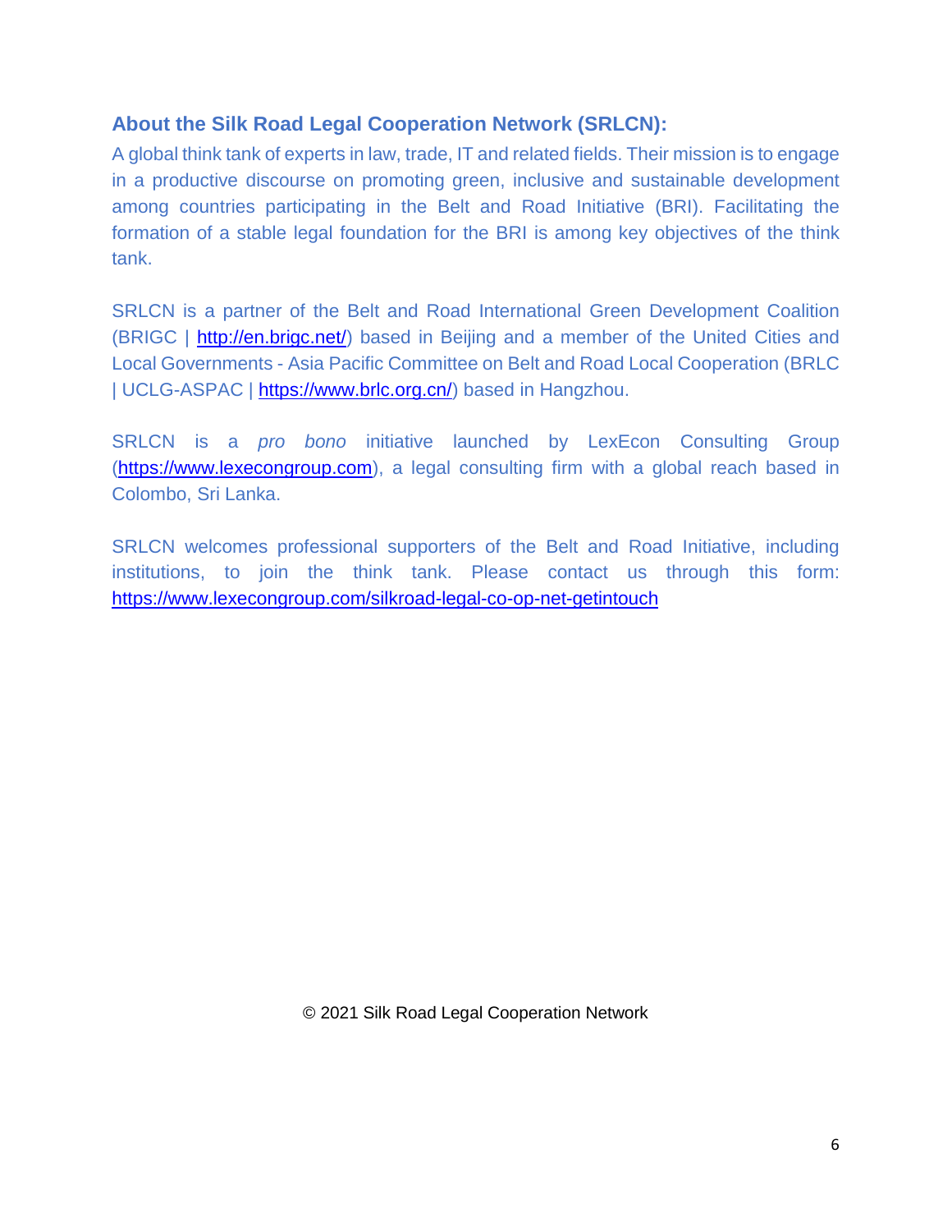### About the Silk Road Legal Cooperation Network (SRLCN):

A global think tank of experts in law, trade, IT and related fields. Their mission is to engage in a productive discourse on promoting green, inclusive and sustainable development among countries participating in the Belt and Road Initiative (BRI). Facilitating the formation of a stable legal foundation for the BRI is among key objectives of the think tank.

SRLCN is a partner of the Belt and Road International Green Development Coalition (BRIGC | http://en.brigc.net/) based in Beijing and a member of the United Cities and Local Governments - Asia Pacific Committee on Belt and Road Local Cooperation (BRLC | UCLG-ASPAC | https://www.brlc.org.cn/) based in Hangzhou.

SRLCN is a *pro bono* initiative launched by LexEcon Consulting Group (https://www.lexecongroup.com), a legal consulting firm with a global reach based in Colombo, Sri Lanka.

SRLCN welcomes professional supporters of the Belt and Road Initiative, including institutions, to join the think tank. Please contact us through this form: https://www.lexecongroup.com/silkroad-legal-co-op-net-getintouch

© 2021 Silk Road Legal Cooperation Network